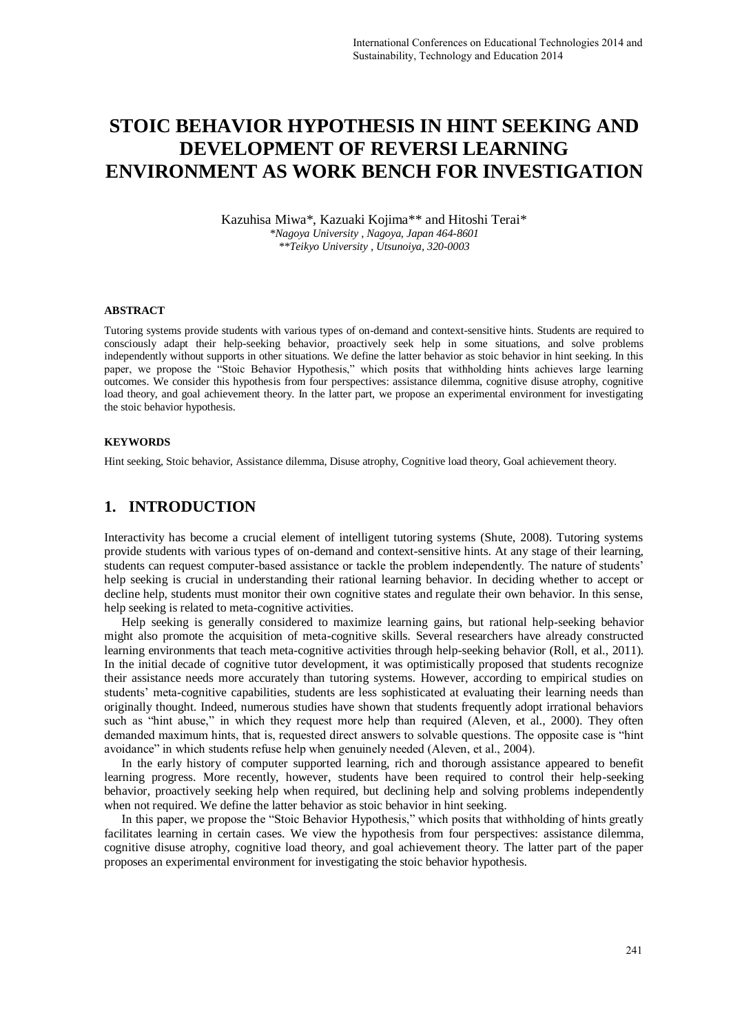# STOIC BEHAVIOR HYPOTHESIS IN HINT SEEKING AND DEVELOPMENT OF REVERSI LEARNING ENVIRONMENT AS WORK BENCH FOR INVESTIGATION

Kazuhisa Miwa*, Kazuaki Kojima** and Hitoshi Terai*

*\*Nagoya University , Nagoya, Japan 464-8601*

*\*\*Teikyo University , Utsunoiya, 320-0003*

#### ABSTRACT

Tutoring systems provide students with various types of on-demand and context-sensitive hints. Students are required to consciously adapt their help-seeking behavior, proactively seek help in some situations, and solve problems independently without supports in other situations. We define the latter behavior as stoic behavior in hint seeking. In this paper, we propose the "Stoic Behavior Hypothesis," which posits that withholding hints achieves large learning outcomes. We consider this hypothesis from four perspectives: assistance dilemma, cognitive disuse atrophy, cognitive load theory, and goal achievement theory. In the latter part, we propose an experimental environment for investigating the stoic behavior hypothesis.

#### KEYWORDS

Hint seeking, Stoic behavior, Assistance dilemma, Disuse atrophy, Cognitive load theory, Goal achievement theory.

## 1. INTRODUCTION

Interactivity has become a crucial element of intelligent tutoring systems (Shute, 2008). Tutoring systems provide students with various types of on-demand and context-sensitive hints. At any stage of their learning, students can request computer-based assistance or tackle the problem independently. The nature of students' help seeking is crucial in understanding their rational learning behavior. In deciding whether to accept or decline help, students must monitor their own cognitive states and regulate their own behavior. In this sense, help seeking is related to meta-cognitive activities.

Help seeking is generally considered to maximize learning gains, but rational help-seeking behavior might also promote the acquisition of meta-cognitive skills. Several researchers have already constructed learning environments that teach meta-cognitive activities through help-seeking behavior (Roll, et al., 2011). In the initial decade of cognitive tutor development, it was optimistically proposed that students recognize their assistance needs more accurately than tutoring systems. However, according to empirical studies on students' meta-cognitive capabilities, students are less sophisticated at evaluating their learning needs than originally thought. Indeed, numerous studies have shown that students frequently adopt irrational behaviors such as "hint abuse," in which they request more help than required (Aleven, et al., 2000). They often demanded maximum hints, that is, requested direct answers to solvable questions. The opposite case is "hint avoidance" in which students refuse help when genuinely needed (Aleven, et al., 2004).

In the early history of computer supported learning, rich and thorough assistance appeared to benefit learning progress. More recently, however, students have been required to control their help-seeking behavior, proactively seeking help when required, but declining help and solving problems independently when not required. We define the latter behavior as stoic behavior in hint seeking.

In this paper, we propose the "Stoic Behavior Hypothesis," which posits that withholding of hints greatly facilitates learning in certain cases. We view the hypothesis from four perspectives: assistance dilemma, cognitive disuse atrophy, cognitive load theory, and goal achievement theory. The latter part of the paper proposes an experimental environment for investigating the stoic behavior hypothesis.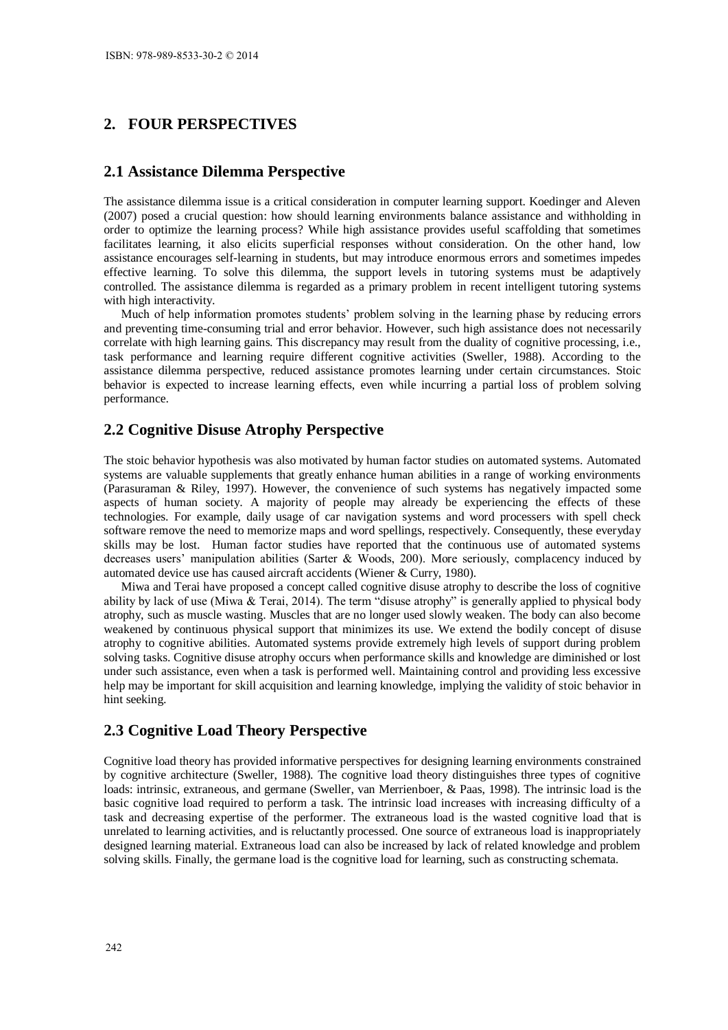## 2. FOUR PERSPECTIVES

### 2.1 Assistance Dilemma Perspective

The assistance dilemma issue is a critical consideration in computer learning support. Koedinger and Aleven (2007) posed a crucial question: how should learning environments balance assistance and withholding in order to optimize the learning process? While high assistance provides useful scaffolding that sometimes facilitates learning, it also elicits superficial responses without consideration. On the other hand, low assistance encourages self-learning in students, but may introduce enormous errors and sometimes impedes effective learning. To solve this dilemma, the support levels in tutoring systems must be adaptively controlled. The assistance dilemma is regarded as a primary problem in recent intelligent tutoring systems with high interactivity.

Much of help information promotes students' problem solving in the learning phase by reducing errors and preventing time-consuming trial and error behavior. However, such high assistance does not necessarily correlate with high learning gains. This discrepancy may result from the duality of cognitive processing, i.e., task performance and learning require different cognitive activities (Sweller, 1988). According to the assistance dilemma perspective, reduced assistance promotes learning under certain circumstances. Stoic behavior is expected to increase learning effects, even while incurring a partial loss of problem solving performance.

### 2.2 Cognitive Disuse Atrophy Perspective

The stoic behavior hypothesis was also motivated by human factor studies on automated systems. Automated systems are valuable supplements that greatly enhance human abilities in a range of working environments (Parasuraman & Riley, 1997). However, the convenience of such systems has negatively impacted some aspects of human society. A majority of people may already be experiencing the effects of these technologies. For example, daily usage of car navigation systems and word processers with spell check software remove the need to memorize maps and word spellings, respectively. Consequently, these everyday skills may be lost. Human factor studies have reported that the continuous use of automated systems decreases users' manipulation abilities (Sarter & Woods, 200). More seriously, complacency induced by automated device use has caused aircraft accidents (Wiener & Curry, 1980).

Miwa and Terai have proposed a concept called cognitive disuse atrophy to describe the loss of cognitive ability by lack of use (Miwa & Terai, 2014). The term "disuse atrophy" is generally applied to physical body atrophy, such as muscle wasting. Muscles that are no longer used slowly weaken. The body can also become weakened by continuous physical support that minimizes its use. We extend the bodily concept of disuse atrophy to cognitive abilities. Automated systems provide extremely high levels of support during problem solving tasks. Cognitive disuse atrophy occurs when performance skills and knowledge are diminished or lost under such assistance, even when a task is performed well. Maintaining control and providing less excessive help may be important for skill acquisition and learning knowledge, implying the validity of stoic behavior in hint seeking.

### 2.3 Cognitive Load Theory Perspective

Cognitive load theory has provided informative perspectives for designing learning environments constrained by cognitive architecture (Sweller, 1988). The cognitive load theory distinguishes three types of cognitive loads: intrinsic, extraneous, and germane (Sweller, van Merrienboer, & Paas, 1998). The intrinsic load is the basic cognitive load required to perform a task. The intrinsic load increases with increasing difficulty of a task and decreasing expertise of the performer. The extraneous load is the wasted cognitive load that is unrelated to learning activities, and is reluctantly processed. One source of extraneous load is inappropriately designed learning material. Extraneous load can also be increased by lack of related knowledge and problem solving skills. Finally, the germane load is the cognitive load for learning, such as constructing schemata.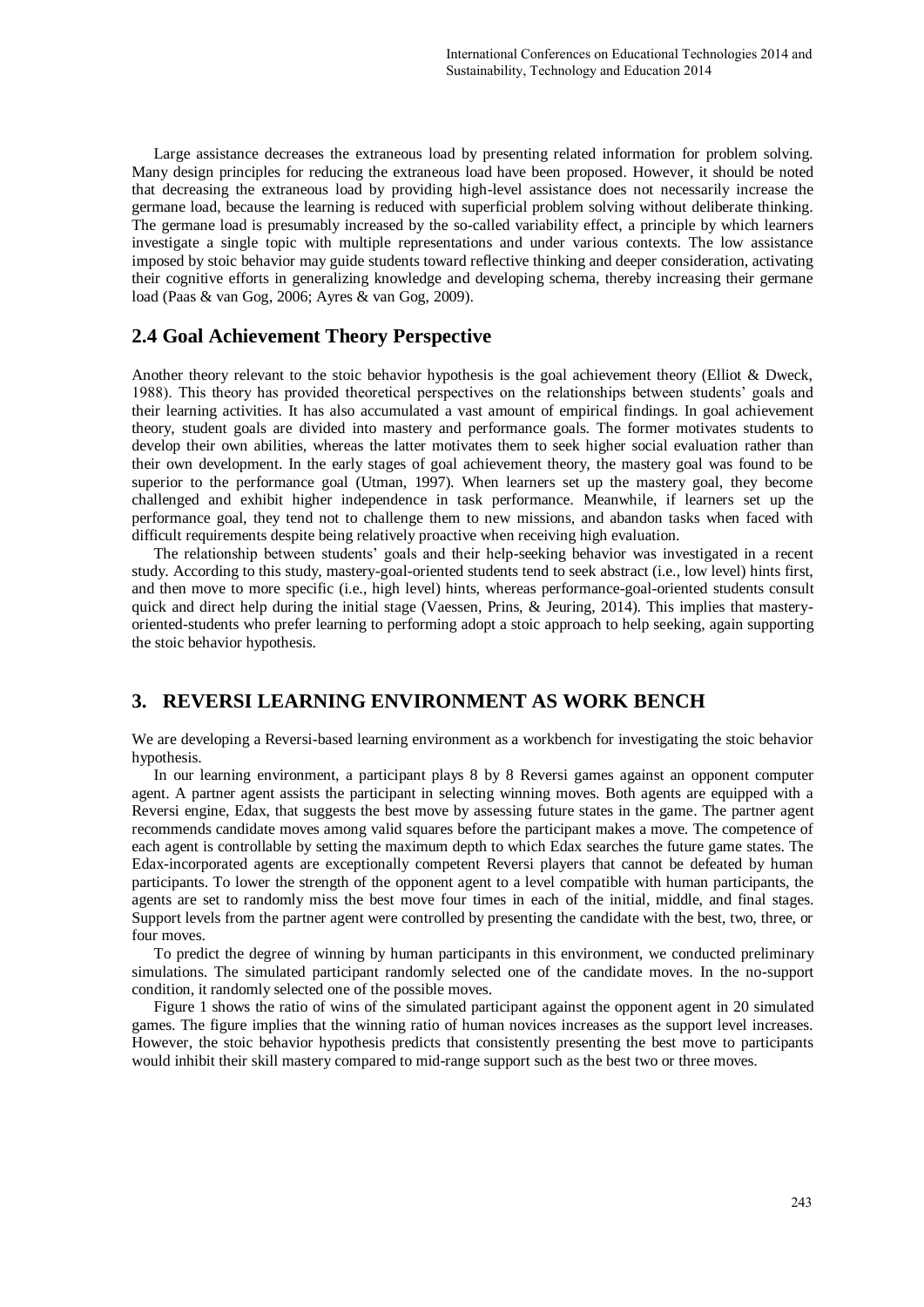Large assistance decreases the extraneous load by presenting related information for problem solving. Many design principles for reducing the extraneous load have been proposed. However, it should be noted that decreasing the extraneous load by providing high-level assistance does not necessarily increase the germane load, because the learning is reduced with superficial problem solving without deliberate thinking. The germane load is presumably increased by the so-called variability effect, a principle by which learners investigate a single topic with multiple representations and under various contexts. The low assistance imposed by stoic behavior may guide students toward reflective thinking and deeper consideration, activating their cognitive efforts in generalizing knowledge and developing schema, thereby increasing their germane load (Paas & van Gog, 2006; Ayres & van Gog, 2009).

## 2.4 Goal Achievement Theory Perspective

Another theory relevant to the stoic behavior hypothesis is the goal achievement theory (Elliot & Dweck, 1988). This theory has provided theoretical perspectives on the relationships between students' goals and their learning activities. It has also accumulated a vast amount of empirical findings. In goal achievement theory, student goals are divided into mastery and performance goals. The former motivates students to develop their own abilities, whereas the latter motivates them to seek higher social evaluation rather than their own development. In the early stages of goal achievement theory, the mastery goal was found to be superior to the performance goal (Utman, 1997). When learners set up the mastery goal, they become challenged and exhibit higher independence in task performance. Meanwhile, if learners set up the performance goal, they tend not to challenge them to new missions, and abandon tasks when faced with difficult requirements despite being relatively proactive when receiving high evaluation.

The relationship between students' goals and their help-seeking behavior was investigated in a recent study. According to this study, mastery-goal-oriented students tend to seek abstract (i.e., low level) hints first, and then move to more specific (i.e., high level) hints, whereas performance-goal-oriented students consult quick and direct help during the initial stage (Vaessen, Prins, & Jeuring, 2014). This implies that mastery-oriented-students who prefer learning to performing adopt a stoic approach to help seeking, again supporting the stoic behavior hypothesis.

## 3. REVERSI LEARNING ENVIRONMENT AS WORK BENCH

We are developing a Reversi-based learning environment as a workbench for investigating the stoic behavior hypothesis.

In our learning environment, a participant plays 8 by 8 Reversi games against an opponent computer agent. A partner agent assists the participant in selecting winning moves. Both agents are equipped with a Reversi engine, Edax, that suggests the best move by assessing future states in the game. The partner agent recommends candidate moves among valid squares before the participant makes a move. The competence of each agent is controllable by setting the maximum depth to which Edax searches the future game states. The Edax-incorporated agents are exceptionally competent Reversi players that cannot be defeated by human participants. To lower the strength of the opponent agent to a level compatible with human participants, the agents are set to randomly miss the best move four times in each of the initial, middle, and final stages. Support levels from the partner agent were controlled by presenting the candidate with the best, two, three, or four moves.

To predict the degree of winning by human participants in this environment, we conducted preliminary simulations. The simulated participant randomly selected one of the candidate moves. In the no-support condition, it randomly selected one of the possible moves.

Figure 1 shows the ratio of wins of the simulated participant against the opponent agent in 20 simulated games. The figure implies that the winning ratio of human novices increases as the support level increases. However, the stoic behavior hypothesis predicts that consistently presenting the best move to participants would inhibit their skill mastery compared to mid-range support such as the best two or three moves.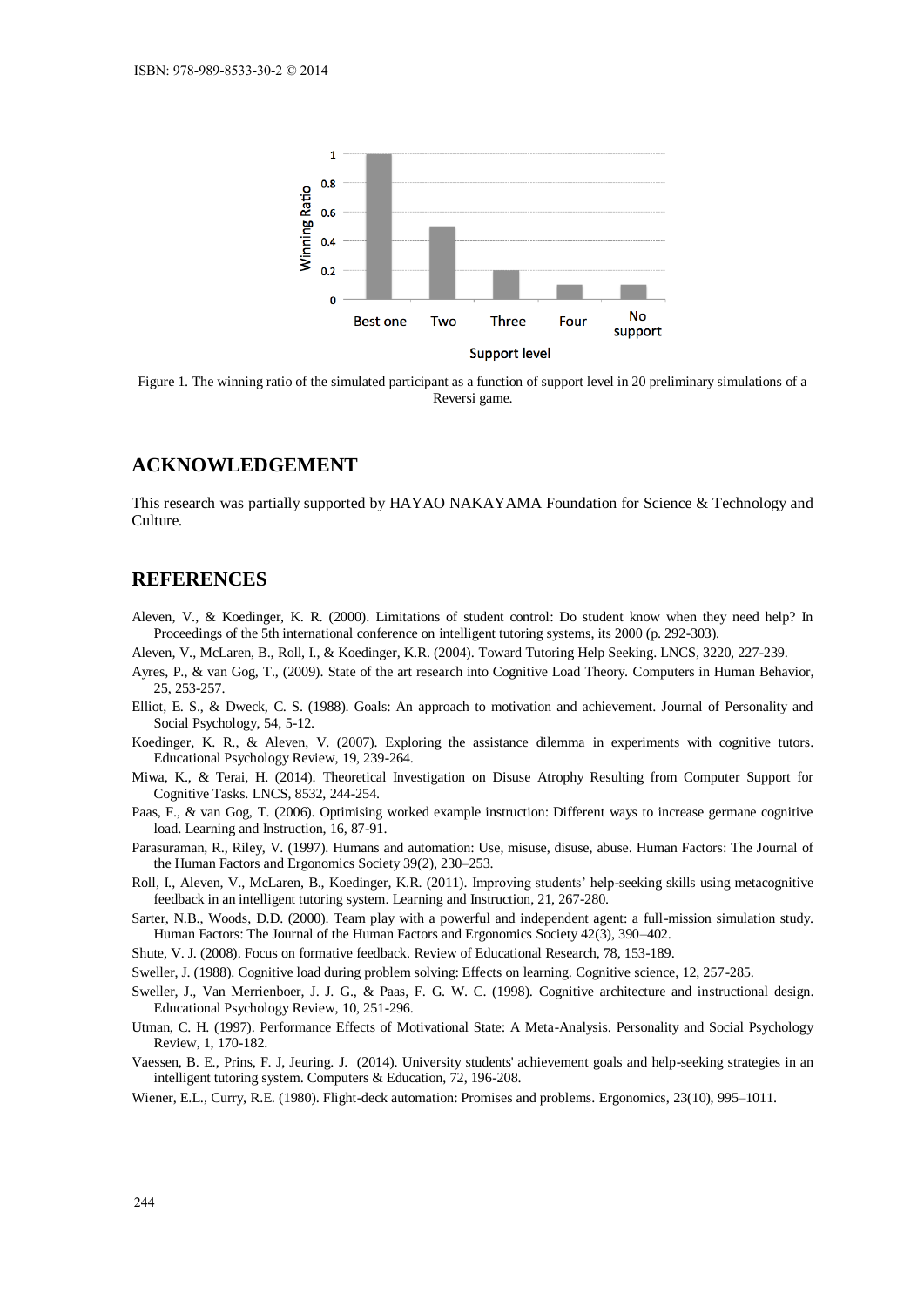1
0.8
0.6
0.4
0.2
0
Winning Ratio
Best one
Two
Three
Four
No support
Support level

Figure 1. The winning ratio of the simulated participant as a function of support level in 20 preliminary simulations of a Reversi game.

## ACKNOWLEDGEMENT

This research was partially supported by HAYAO NAKAYAMA Foundation for Science & Technology and Culture.

## REFERENCES

Aleven, V., & Koedinger, K. R. (2000). Limitations of student control: Do student know when they need help? In Proceedings of the 5th international conference on intelligent tutoring systems, its 2000 (p. 292-303).

Aleven, V., McLaren, B., Roll, I., & Koedinger, K.R. (2004). Toward Tutoring Help Seeking. LNCS, 3220, 227-239.

Ayres, P., & van Gog, T., (2009). State of the art research into Cognitive Load Theory. Computers in Human Behavior, 25, 253-257.

Elliot, E. S., & Dweck, C. S. (1988). Goals: An approach to motivation and achievement. Journal of Personality and Social Psychology, 54, 5-12.

Koedinger, K. R., & Aleven, V. (2007). Exploring the assistance dilemma in experiments with cognitive tutors. Educational Psychology Review, 19, 239-264.

Miwa, K., & Terai, H. (2014). Theoretical Investigation on Disuse Atrophy Resulting from Computer Support for Cognitive Tasks. LNCS, 8532, 244-254.

Paas, F., & van Gog, T. (2006). Optimising worked example instruction: Different ways to increase germane cognitive load. Learning and Instruction, 16, 87-91.

Parasuraman, R., Riley, V. (1997). Humans and automation: Use, misuse, disuse, abuse. Human Factors: The Journal of the Human Factors and Ergonomics Society 39(2), 230–253.

Roll, I., Aleven, V., McLaren, B., Koedinger, K.R. (2011). Improving students' help-seeking skills using metacognitive feedback in an intelligent tutoring system. Learning and Instruction, 21, 267-280.

Sarter, N.B., Woods, D.D. (2000). Team play with a powerful and independent agent: a full-mission simulation study. Human Factors: The Journal of the Human Factors and Ergonomics Society 42(3), 390–402.

Shute, V. J. (2008). Focus on formative feedback. Review of Educational Research, 78, 153-189.

Sweller, J. (1988). Cognitive load during problem solving: Effects on learning. Cognitive science, 12, 257-285.

Sweller, J., Van Merrienboer, J. J. G., & Paas, F. G. W. C. (1998). Cognitive architecture and instructional design. Educational Psychology Review, 10, 251-296.

Utman, C. H. (1997). Performance Effects of Motivational State: A Meta-Analysis. Personality and Social Psychology Review, 1, 170-182.

Vaessen, B. E., Prins, F. J, Jeuring. J. (2014). University students' achievement goals and help-seeking strategies in an intelligent tutoring system. Computers & Education, 72, 196-208.

Wiener, E.L., Curry, R.E. (1980). Flight-deck automation: Promises and problems. Ergonomics, 23(10), 995–1011.